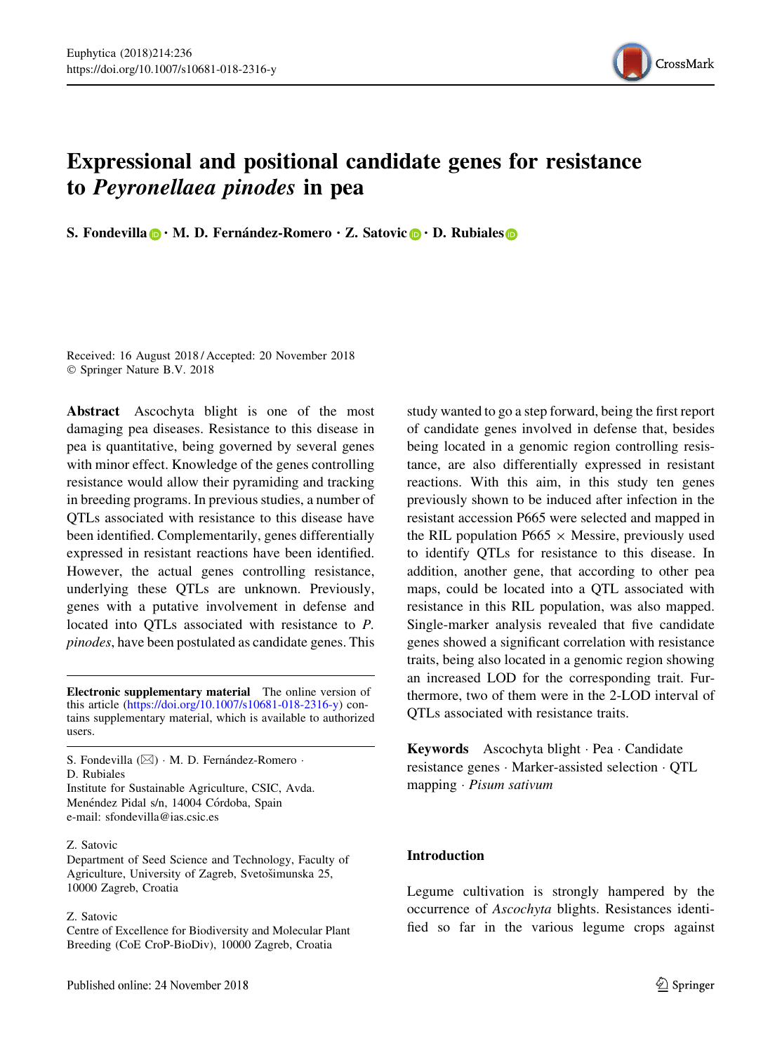# Expressional and positional candidate genes for resistance to *Peyronellaea pinodes* in pea

**S. Fondevilla · M. D. Fernández-Romero · Z. Satovic · D. Rubiales**

Received: 16 August 2018 / Accepted: 20 November 2018
© Springer Nature B.V. 2018

**Abstract** Ascochyta blight is one of the most damaging pea diseases. Resistance to this disease in pea is quantitative, being governed by several genes with minor effect. Knowledge of the genes controlling resistance would allow their pyramiding and tracking in breeding programs. In previous studies, a number of QTLs associated with resistance to this disease have been identified. Complementarily, genes differentially expressed in resistant reactions have been identified. However, the actual genes controlling resistance, underlying these QTLs are unknown. Previously, genes with a putative involvement in defense and located into QTLs associated with resistance to *P. pinodes*, have been postulated as candidate genes. This study wanted to go a step forward, being the first report of candidate genes involved in defense that, besides being located in a genomic region controlling resistance, are also differentially expressed in resistant reactions. With this aim, in this study ten genes previously shown to be induced after infection in the resistant accession P665 were selected and mapped in the RIL population P665 × Messire, previously used to identify QTLs for resistance to this disease. In addition, another gene, that according to other pea maps, could be located into a QTL associated with resistance in this RIL population, was also mapped. Single-marker analysis revealed that five candidate genes showed a significant correlation with resistance traits, being also located in a genomic region showing an increased LOD for the corresponding trait. Furthermore, two of them were in the 2-LOD interval of QTLs associated with resistance traits.

**Keywords** Ascochyta blight · Pea · Candidate resistance genes · Marker-assisted selection · QTL mapping · *Pisum sativum*

**Electronic supplementary material** The online version of this article (https://doi.org/10.1007/s10681-018-2316-y) contains supplementary material, which is available to authorized users.

S. Fondevilla (✉) · M. D. Fernández-Romero · D. Rubiales
Institute for Sustainable Agriculture, CSIC, Avda. Menéndez Pidal s/n, 14004 Córdoba, Spain
e-mail: sfondevilla@ias.csic.es

Z. Satovic
Department of Seed Science and Technology, Faculty of Agriculture, University of Zagreb, Svetošimunska 25, 10000 Zagreb, Croatia

Z. Satovic
Centre of Excellence for Biodiversity and Molecular Plant Breeding (CoE CroP-BioDiv), 10000 Zagreb, Croatia

## Introduction

Legume cultivation is strongly hampered by the occurrence of *Ascochyta* blights. Resistances identified so far in the various legume crops against

Published online: 24 November 2018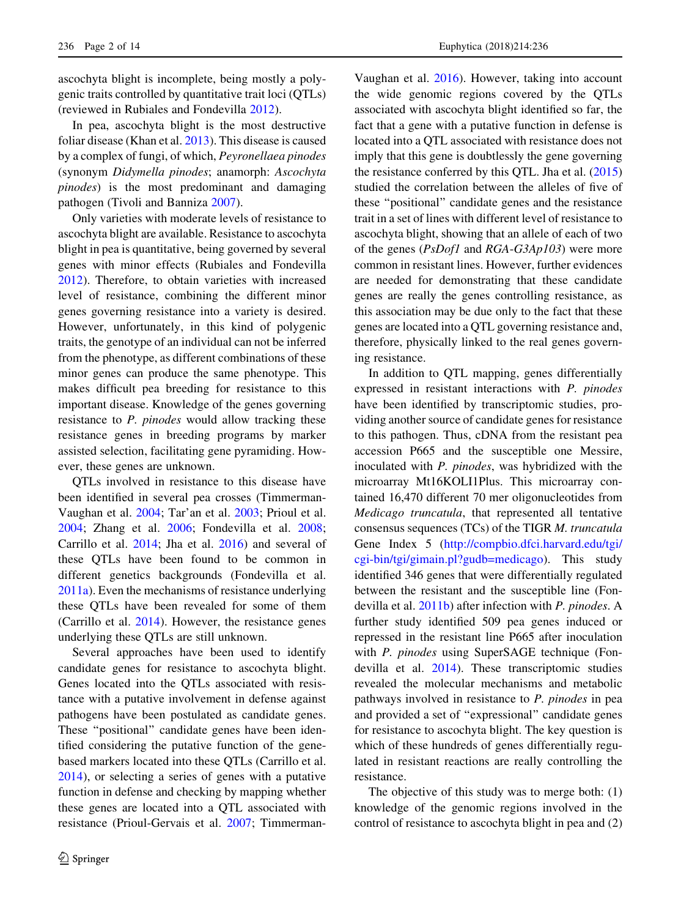ascochyta blight is incomplete, being mostly a polygenic traits controlled by quantitative trait loci (QTLs) (reviewed in Rubiales and Fondevilla 2012).

In pea, ascochyta blight is the most destructive foliar disease (Khan et al. 2013). This disease is caused by a complex of fungi, of which, *Peyronellaea pinodes* (synonym *Didymella pinodes*; anamorph: *Ascochyta pinodes*) is the most predominant and damaging pathogen (Tivoli and Banniza 2007).

Only varieties with moderate levels of resistance to ascochyta blight are available. Resistance to ascochyta blight in pea is quantitative, being governed by several genes with minor effects (Rubiales and Fondevilla 2012). Therefore, to obtain varieties with increased level of resistance, combining the different minor genes governing resistance into a variety is desired. However, unfortunately, in this kind of polygenic traits, the genotype of an individual can not be inferred from the phenotype, as different combinations of these minor genes can produce the same phenotype. This makes difficult pea breeding for resistance to this important disease. Knowledge of the genes governing resistance to *P. pinodes* would allow tracking these resistance genes in breeding programs by marker assisted selection, facilitating gene pyramiding. However, these genes are unknown.

QTLs involved in resistance to this disease have been identified in several pea crosses (Timmerman-Vaughan et al. 2004; Tar'an et al. 2003; Prioul et al. 2004; Zhang et al. 2006; Fondevilla et al. 2008; Carrillo et al. 2014; Jha et al. 2016) and several of these QTLs have been found to be common in different genetics backgrounds (Fondevilla et al. 2011a). Even the mechanisms of resistance underlying these QTLs have been revealed for some of them (Carrillo et al. 2014). However, the resistance genes underlying these QTLs are still unknown.

Several approaches have been used to identify candidate genes for resistance to ascochyta blight. Genes located into the QTLs associated with resistance with a putative involvement in defense against pathogens have been postulated as candidate genes. These "positional" candidate genes have been identified considering the putative function of the gene-based markers located into these QTLs (Carrillo et al. 2014), or selecting a series of genes with a putative function in defense and checking by mapping whether these genes are located into a QTL associated with resistance (Prioul-Gervais et al. 2007; Timmerman-Vaughan et al. 2016). However, taking into account the wide genomic regions covered by the QTLs associated with ascochyta blight identified so far, the fact that a gene with a putative function in defense is located into a QTL associated with resistance does not imply that this gene is doubtlessly the gene governing the resistance conferred by this QTL. Jha et al. (2015) studied the correlation between the alleles of five of these "positional" candidate genes and the resistance trait in a set of lines with different level of resistance to ascochyta blight, showing that an allele of each of two of the genes (*PsDof1* and *RGA-G3Ap103*) were more common in resistant lines. However, further evidences are needed for demonstrating that these candidate genes are really the genes controlling resistance, as this association may be due only to the fact that these genes are located into a QTL governing resistance and, therefore, physically linked to the real genes governing resistance.

In addition to QTL mapping, genes differentially expressed in resistant interactions with *P. pinodes* have been identified by transcriptomic studies, providing another source of candidate genes for resistance to this pathogen. Thus, cDNA from the resistant pea accession P665 and the susceptible one Messire, inoculated with *P. pinodes*, was hybridized with the microarray Mt16KOLI1Plus. This microarray contained 16,470 different 70 mer oligonucleotides from *Medicago truncatula*, that represented all tentative consensus sequences (TCs) of the TIGR *M. truncatula* Gene Index 5 (http://compbio.dfci.harvard.edu/tgi/cgi-bin/tgi/gimain.pl?gudb=medicago). This study identified 346 genes that were differentially regulated between the resistant and the susceptible line (Fondevilla et al. 2011b) after infection with *P. pinodes*. A further study identified 509 pea genes induced or repressed in the resistant line P665 after inoculation with *P. pinodes* using SuperSAGE technique (Fondevilla et al. 2014). These transcriptomic studies revealed the molecular mechanisms and metabolic pathways involved in resistance to *P. pinodes* in pea and provided a set of "expressional" candidate genes for resistance to ascochyta blight. The key question is which of these hundreds of genes differentially regulated in resistant reactions are really controlling the resistance.

The objective of this study was to merge both: (1) knowledge of the genomic regions involved in the control of resistance to ascochyta blight in pea and (2)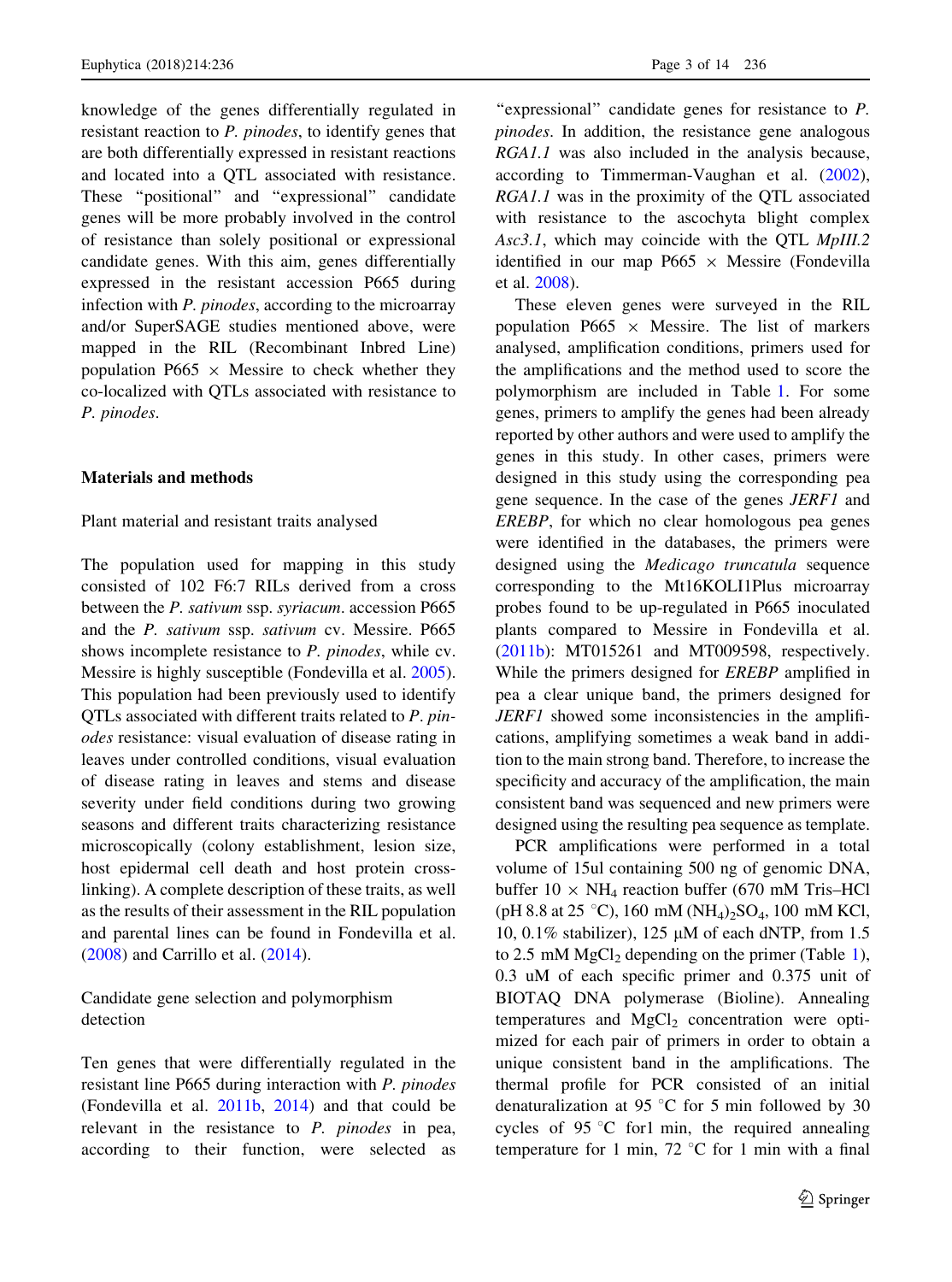knowledge of the genes differentially regulated in resistant reaction to *P. pinodes*, to identify genes that are both differentially expressed in resistant reactions and located into a QTL associated with resistance. These "positional" and "expressional" candidate genes will be more probably involved in the control of resistance than solely positional or expressional candidate genes. With this aim, genes differentially expressed in the resistant accession P665 during infection with *P. pinodes*, according to the microarray and/or SuperSAGE studies mentioned above, were mapped in the RIL (Recombinant Inbred Line) population P665 × Messire to check whether they co-localized with QTLs associated with resistance to *P. pinodes*.

## Materials and methods

### Plant material and resistant traits analysed

The population used for mapping in this study consisted of 102 F6:7 RILs derived from a cross between the *P. sativum* ssp. *syriacum*. accession P665 and the *P. sativum* ssp. *sativum* cv. Messire. P665 shows incomplete resistance to *P. pinodes*, while cv. Messire is highly susceptible (Fondevilla et al. 2005). This population had been previously used to identify QTLs associated with different traits related to *P. pinodes* resistance: visual evaluation of disease rating in leaves under controlled conditions, visual evaluation of disease rating in leaves and stems and disease severity under field conditions during two growing seasons and different traits characterizing resistance microscopically (colony establishment, lesion size, host epidermal cell death and host protein cross-linking). A complete description of these traits, as well as the results of their assessment in the RIL population and parental lines can be found in Fondevilla et al. (2008) and Carrillo et al. (2014).

### Candidate gene selection and polymorphism detection

Ten genes that were differentially regulated in the resistant line P665 during interaction with *P. pinodes* (Fondevilla et al. 2011b, 2014) and that could be relevant in the resistance to *P. pinodes* in pea, according to their function, were selected as "expressional" candidate genes for resistance to *P. pinodes*. In addition, the resistance gene analogous *RGA1.1* was also included in the analysis because, according to Timmerman-Vaughan et al. (2002), *RGA1.1* was in the proximity of the QTL associated with resistance to the ascochyta blight complex *Asc3.1*, which may coincide with the QTL *MpIII.2* identified in our map P665 × Messire (Fondevilla et al. 2008).

These eleven genes were surveyed in the RIL population P665 × Messire. The list of markers analysed, amplification conditions, primers used for the amplifications and the method used to score the polymorphism are included in Table 1. For some genes, primers to amplify the genes had been already reported by other authors and were used to amplify the genes in this study. In other cases, primers were designed in this study using the corresponding pea gene sequence. In the case of the genes *JERF1* and *EREBP*, for which no clear homologous pea genes were identified in the databases, the primers were designed using the *Medicago truncatula* sequence corresponding to the Mt16KOLI1Plus microarray probes found to be up-regulated in P665 inoculated plants compared to Messire in Fondevilla et al. (2011b): MT015261 and MT009598, respectively. While the primers designed for *EREBP* amplified in pea a clear unique band, the primers designed for *JERF1* showed some inconsistencies in the amplifications, amplifying sometimes a weak band in addition to the main strong band. Therefore, to increase the specificity and accuracy of the amplification, the main consistent band was sequenced and new primers were designed using the resulting pea sequence as template.

PCR amplifications were performed in a total volume of 15ul containing 500 ng of genomic DNA, buffer 10 × $NH_4$ reaction buffer (670 mM Tris–HCl (pH 8.8 at 25 °C), 160 mM $(NH_4)_2SO_4$, 100 mM KCl, 10, 0.1% stabilizer), 125 µM of each dNTP, from 1.5 to 2.5 mM $MgCl_2$ depending on the primer (Table 1), 0.3 uM of each specific primer and 0.375 unit of BIOTAQ DNA polymerase (Bioline). Annealing temperatures and $MgCl_2$ concentration were optimized for each pair of primers in order to obtain a unique consistent band in the amplifications. The thermal profile for PCR consisted of an initial denaturalization at 95 °C for 5 min followed by 30 cycles of 95 °C for1 min, the required annealing temperature for 1 min, 72 °C for 1 min with a final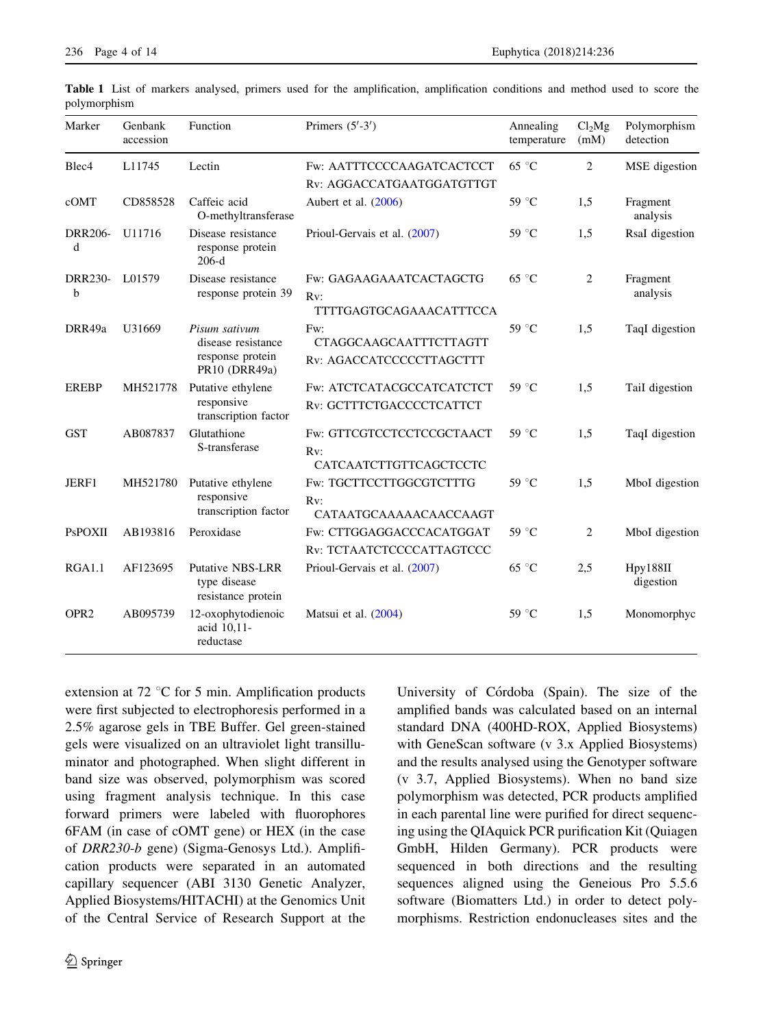**Table 1** List of markers analysed, primers used for the amplification, amplification conditions and method used to score the polymorphism

| Marker | Genbank accession | Function | Primers (5′-3′) | Annealing temperature | $Cl_2Mg$ (mM) | Polymorphism detection |
|---|---|---|---|---|---|---|
| Blec4 | L11745 | Lectin | Fw: AATTTCCCCAAGATCACTCCT<br>Rv: AGGACCATGAATGGATGTTGT | 65 °C | 2 | MSE digestion |
| cOMT | CD858528 | Caffeic acid O-methyltransferase | Aubert et al. (2006) | 59 °C | 1,5 | Fragment analysis |
| DRR206-d | U11716 | Disease resistance response protein 206-d | Prioul-Gervais et al. (2007) | 59 °C | 1,5 | RsaI digestion |
| DRR230-b | L01579 | Disease resistance response protein 39 | Fw: GAGAAGAAATCACTAGCTG<br>Rv: TTTTGAGTGCAGAAACATTTCCA | 65 °C | 2 | Fragment analysis |
| DRR49a | U31669 | *Pisum sativum* disease resistance response protein PR10 (DRR49a) | Fw: CTAGGCAAGCAATTTCTTAGTT<br>Rv: AGACCATCCCCCTTAGCTTT | 59 °C | 1,5 | TaqI digestion |
| EREBP | MH521778 | Putative ethylene responsive transcription factor | Fw: ATCTCATACGCCATCATCTCT<br>Rv: GCTTTCTGACCCCTCATTCT | 59 °C | 1,5 | TaiI digestion |
| GST | AB087837 | Glutathione S-transferase | Fw: GTTCGTCCTCCTCCGCTAACT<br>Rv: CATCAATCTTGTTCAGCTCCTC | 59 °C | 1,5 | TaqI digestion |
| JERF1 | MH521780 | Putative ethylene responsive transcription factor | Fw: TGCTTCCTTGGCGTCTTTG<br>Rv: CATAATGCAAAAACAACCAAGT | 59 °C | 1,5 | MboI digestion |
| PsPOXII | AB193816 | Peroxidase | Fw: CTTGGAGGACCCACATGGAT<br>Rv: TCTAATCTCCCCATTAGTCCC | 59 °C | 2 | MboI digestion |
| RGA1.1 | AF123695 | Putative NBS-LRR type disease resistance protein | Prioul-Gervais et al. (2007) | 65 °C | 2,5 | Hpy188II digestion |
| OPR2 | AB095739 | 12-oxophytodienoic acid 10,11-reductase | Matsui et al. (2004) | 59 °C | 1,5 | Monomorphyc |

extension at 72 °C for 5 min. Amplification products were first subjected to electrophoresis performed in a 2.5% agarose gels in TBE Buffer. Gel green-stained gels were visualized on an ultraviolet light transilluminator and photographed. When slight different in band size was observed, polymorphism was scored using fragment analysis technique. In this case forward primers were labeled with fluorophores 6FAM (in case of cOMT gene) or HEX (in the case of *DRR230-b* gene) (Sigma-Genosys Ltd.). Amplification products were separated in an automated capillary sequencer (ABI 3130 Genetic Analyzer, Applied Biosystems/HITACHI) at the Genomics Unit of the Central Service of Research Support at the University of Córdoba (Spain). The size of the amplified bands was calculated based on an internal standard DNA (400HD-ROX, Applied Biosystems) with GeneScan software (v 3.x Applied Biosystems) and the results analysed using the Genotyper software (v 3.7, Applied Biosystems). When no band size polymorphism was detected, PCR products amplified in each parental line were purified for direct sequencing using the QIAquick PCR purification Kit (Quiagen GmbH, Hilden Germany). PCR products were sequenced in both directions and the resulting sequences aligned using the Geneious Pro 5.5.6 software (Biomatters Ltd.) in order to detect polymorphisms. Restriction endonucleases sites and the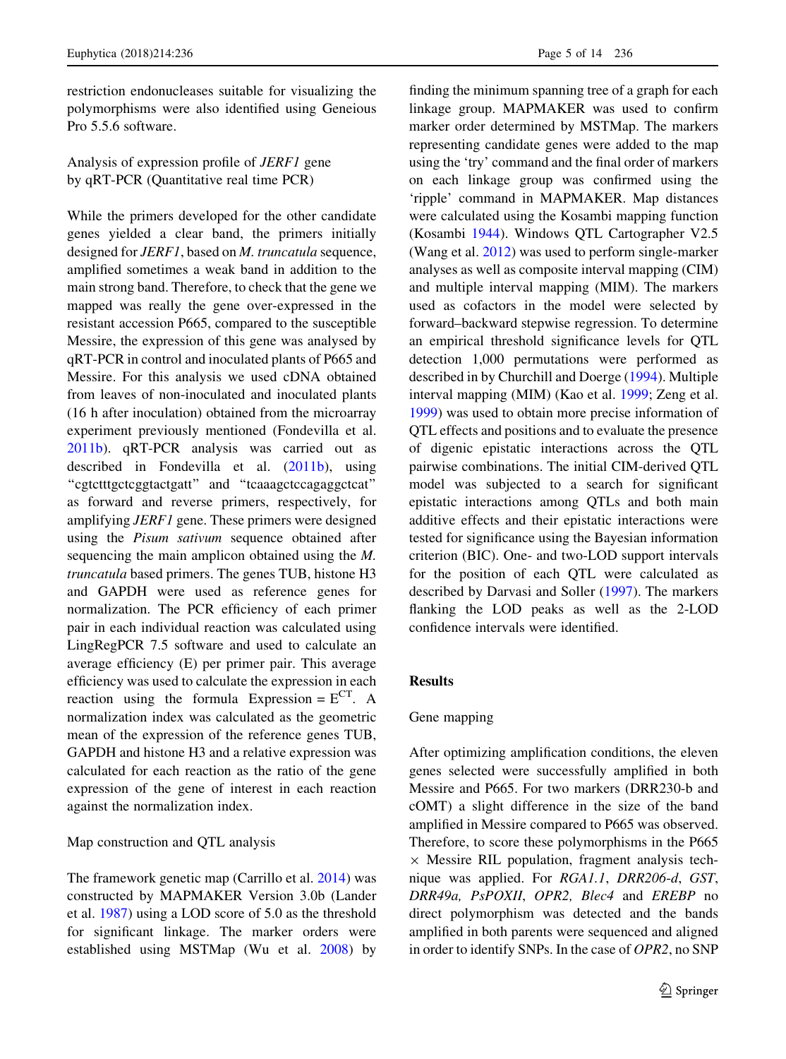restriction endonucleases suitable for visualizing the polymorphisms were also identified using Geneious Pro 5.5.6 software.

### Analysis of expression profile of *JERF1* gene by qRT-PCR (Quantitative real time PCR)

While the primers developed for the other candidate genes yielded a clear band, the primers initially designed for *JERF1*, based on *M. truncatula* sequence, amplified sometimes a weak band in addition to the main strong band. Therefore, to check that the gene we mapped was really the gene over-expressed in the resistant accession P665, compared to the susceptible Messire, the expression of this gene was analysed by qRT-PCR in control and inoculated plants of P665 and Messire. For this analysis we used cDNA obtained from leaves of non-inoculated and inoculated plants (16 h after inoculation) obtained from the microarray experiment previously mentioned (Fondevilla et al. 2011b). qRT-PCR analysis was carried out as described in Fondevilla et al. (2011b), using "cgtctttgctcggtactgatt" and "tcaaagctccagaggctcat" as forward and reverse primers, respectively, for amplifying *JERF1* gene. These primers were designed using the *Pisum sativum* sequence obtained after sequencing the main amplicon obtained using the *M. truncatula* based primers. The genes TUB, histone H3 and GAPDH were used as reference genes for normalization. The PCR efficiency of each primer pair in each individual reaction was calculated using LingRegPCR 7.5 software and used to calculate an average efficiency (E) per primer pair. This average efficiency was used to calculate the expression in each reaction using the formula Expression = $E^{CT}$. A normalization index was calculated as the geometric mean of the expression of the reference genes TUB, GAPDH and histone H3 and a relative expression was calculated for each reaction as the ratio of the gene expression of the gene of interest in each reaction against the normalization index.

### Map construction and QTL analysis

The framework genetic map (Carrillo et al. 2014) was constructed by MAPMAKER Version 3.0b (Lander et al. 1987) using a LOD score of 5.0 as the threshold for significant linkage. The marker orders were established using MSTMap (Wu et al. 2008) by finding the minimum spanning tree of a graph for each linkage group. MAPMAKER was used to confirm marker order determined by MSTMap. The markers representing candidate genes were added to the map using the 'try' command and the final order of markers on each linkage group was confirmed using the 'ripple' command in MAPMAKER. Map distances were calculated using the Kosambi mapping function (Kosambi 1944). Windows QTL Cartographer V2.5 (Wang et al. 2012) was used to perform single-marker analyses as well as composite interval mapping (CIM) and multiple interval mapping (MIM). The markers used as cofactors in the model were selected by forward–backward stepwise regression. To determine an empirical threshold significance levels for QTL detection 1,000 permutations were performed as described in by Churchill and Doerge (1994). Multiple interval mapping (MIM) (Kao et al. 1999; Zeng et al. 1999) was used to obtain more precise information of QTL effects and positions and to evaluate the presence of digenic epistatic interactions across the QTL pairwise combinations. The initial CIM-derived QTL model was subjected to a search for significant epistatic interactions among QTLs and both main additive effects and their epistatic interactions were tested for significance using the Bayesian information criterion (BIC). One- and two-LOD support intervals for the position of each QTL were calculated as described by Darvasi and Soller (1997). The markers flanking the LOD peaks as well as the 2-LOD confidence intervals were identified.

## Results

### Gene mapping

After optimizing amplification conditions, the eleven genes selected were successfully amplified in both Messire and P665. For two markers (DRR230-b and cOMT) a slight difference in the size of the band amplified in Messire compared to P665 was observed. Therefore, to score these polymorphisms in the P665 × Messire RIL population, fragment analysis technique was applied. For *RGA1.1*, *DRR206-d*, *GST*, *DRR49a, PsPOXII*, *OPR2, Blec4* and *EREBP* no direct polymorphism was detected and the bands amplified in both parents were sequenced and aligned in order to identify SNPs. In the case of *OPR2*, no SNP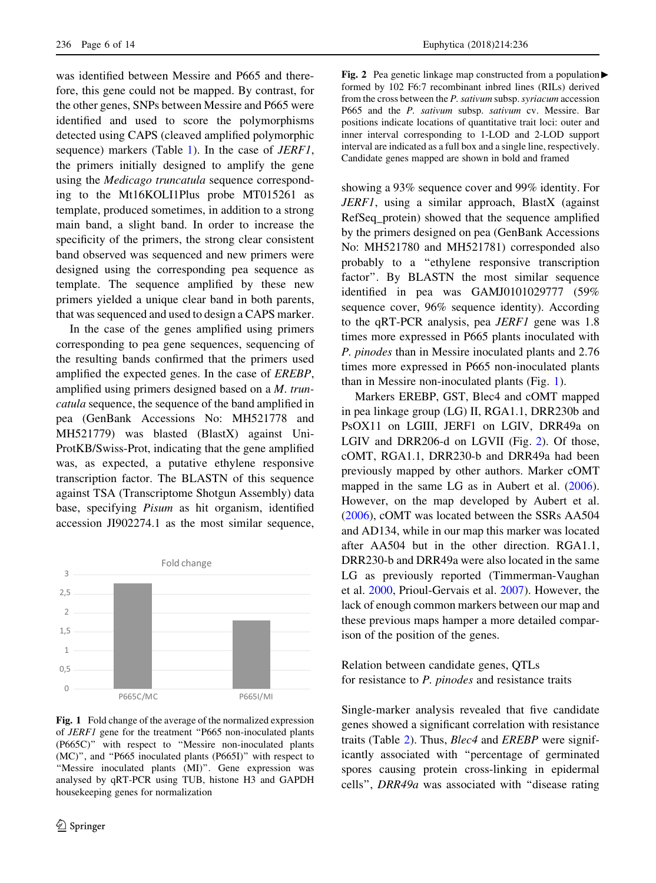was identified between Messire and P665 and therefore, this gene could not be mapped. By contrast, for the other genes, SNPs between Messire and P665 were identified and used to score the polymorphisms detected using CAPS (cleaved amplified polymorphic sequence) markers (Table 1). In the case of *JERF1*, the primers initially designed to amplify the gene using the *Medicago truncatula* sequence corresponding to the Mt16KOLI1Plus probe MT015261 as template, produced sometimes, in addition to a strong main band, a slight band. In order to increase the specificity of the primers, the strong clear consistent band observed was sequenced and new primers were designed using the corresponding pea sequence as template. The sequence amplified by these new primers yielded a unique clear band in both parents, that was sequenced and used to design a CAPS marker.

In the case of the genes amplified using primers corresponding to pea gene sequences, sequencing of the resulting bands confirmed that the primers used amplified the expected genes. In the case of *EREBP*, amplified using primers designed based on a *M. truncatula* sequence, the sequence of the band amplified in pea (GenBank Accessions No: MH521778 and MH521779) was blasted (BlastX) against UniProtKB/Swiss-Prot, indicating that the gene amplified was, as expected, a putative ethylene responsive transcription factor. The BLASTN of this sequence against TSA (Transcriptome Shotgun Assembly) data base, specifying *Pisum* as hit organism, identified accession JI902274.1 as the most similar sequence,

Fold change

| | P665C/MC | P665I/MI |
|---|---|---|
| Fold change | 2.76 | 1.8 |

**Fig. 1** Fold change of the average of the normalized expression of *JERF1* gene for the treatment "P665 non-inoculated plants (P665C)" with respect to "Messire non-inoculated plants (MC)", and "P665 inoculated plants (P665I)" with respect to "Messire inoculated plants (MI)". Gene expression was analysed by qRT-PCR using TUB, histone H3 and GAPDH housekeeping genes for normalization

**Fig. 2** Pea genetic linkage map constructed from a population formed by 102 F6:7 recombinant inbred lines (RILs) derived from the cross between the *P. sativum* subsp. *syriacum* accession P665 and the *P. sativum* subsp. *sativum* cv. Messire. Bar positions indicate locations of quantitative trait loci: outer and inner interval corresponding to 1-LOD and 2-LOD support interval are indicated as a full box and a single line, respectively. Candidate genes mapped are shown in bold and framed

showing a 93% sequence cover and 99% identity. For *JERF1*, using a similar approach, BlastX (against RefSeq_protein) showed that the sequence amplified by the primers designed on pea (GenBank Accessions No: MH521780 and MH521781) corresponded also probably to a "ethylene responsive transcription factor". By BLASTN the most similar sequence identified in pea was GAMJ0101029777 (59% sequence cover, 96% sequence identity). According to the qRT-PCR analysis, pea *JERF1* gene was 1.8 times more expressed in P665 plants inoculated with *P. pinodes* than in Messire inoculated plants and 2.76 times more expressed in P665 non-inoculated plants than in Messire non-inoculated plants (Fig. 1).

Markers EREBP, GST, Blec4 and cOMT mapped in pea linkage group (LG) II, RGA1.1, DRR230b and PsOX11 on LGIII, JERF1 on LGIV, DRR49a on LGIV and DRR206-d on LGVII (Fig. 2). Of those, cOMT, RGA1.1, DRR230-b and DRR49a had been previously mapped by other authors. Marker cOMT mapped in the same LG as in Aubert et al. (2006). However, on the map developed by Aubert et al. (2006), cOMT was located between the SSRs AA504 and AD134, while in our map this marker was located after AA504 but in the other direction. RGA1.1, DRR230-b and DRR49a were also located in the same LG as previously reported (Timmerman-Vaughan et al. 2000, Prioul-Gervais et al. 2007). However, the lack of enough common markers between our map and these previous maps hamper a more detailed comparison of the position of the genes.

## Relation between candidate genes, QTLs for resistance to *P. pinodes* and resistance traits

Single-marker analysis revealed that five candidate genes showed a significant correlation with resistance traits (Table 2). Thus, *Blec4* and *EREBP* were significantly associated with "percentage of germinated spores causing protein cross-linking in epidermal cells", *DRR49a* was associated with "disease rating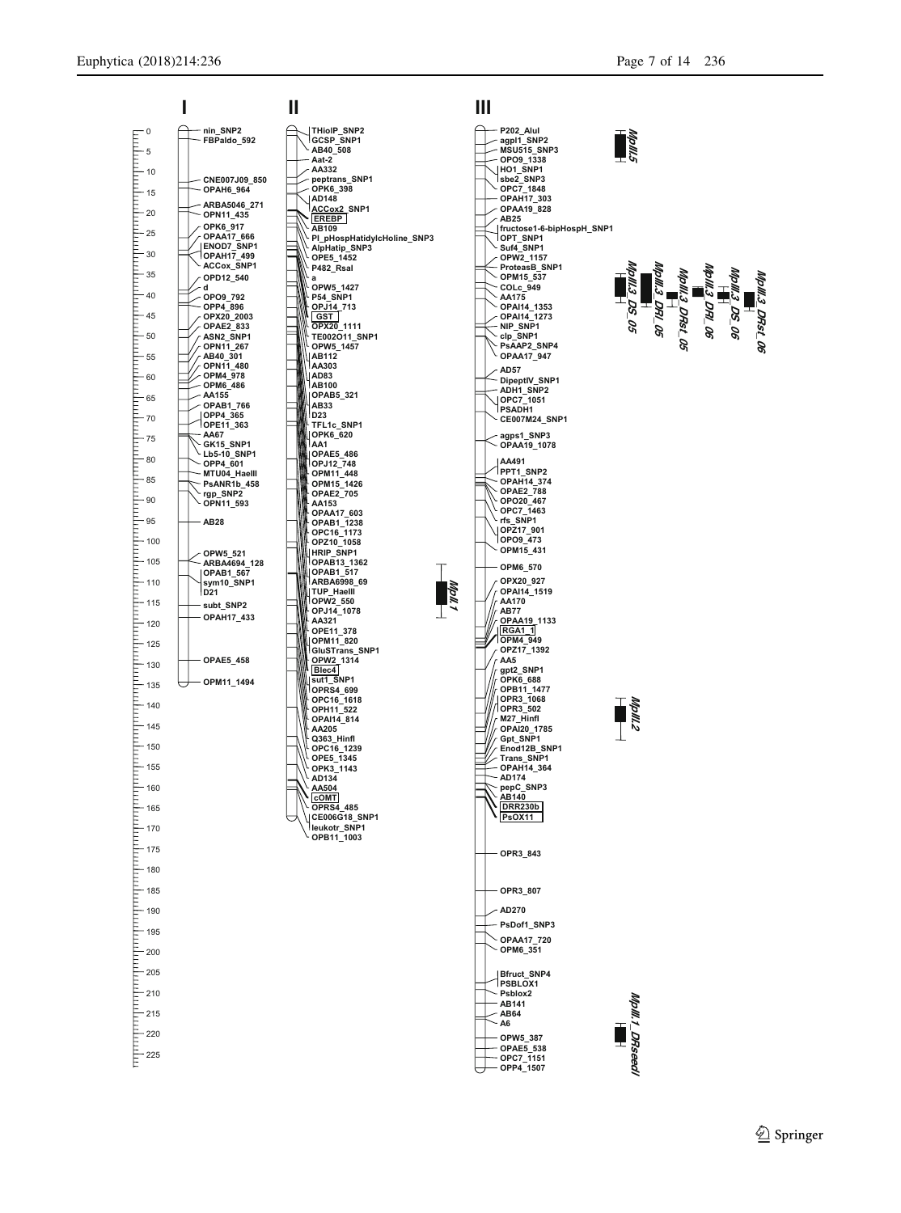I

nin_SNP2
FBPaldo_592
CNE007J09_850
OPAH6_964
ARBA5046_271
OPN11_435
OPK6_917
OPAA17_666
ENOD7_SNP1
OPAH17_499
ACCox_SNP1
OPD12_540
d
OPO9_792
OPP4_896
OPX20_2003
OPAE2_833
ASN2_SNP1
OPN11_267
AB40_301
OPN11_480
OPM4_978
OPM6_486
AA155
OPAB1_766
OPP4_365
OPE11_363
AA67
GK15_SNP1
Lb5-10_SNP1
OPP4_601
MTU04_HaeIII
PsANR1b_458
rgp_SNP2
OPN11_593
AB28
OPW5_521
ARBA4694_128
OPAB1_567
sym10_SNP1
D21
subt_SNP2
OPAH17_433
OPAE5_458
OPM11_1494

II

THiolP_SNP2
GCSP_SNP1
AB40_508
Aat-2
AA332
peptrans_SNP1
OPK6_398
AD148
ACCox2_SNP1
EREBP
AB109
Pl_pHospHatidylcHoline_SNP3
AlpHatip_SNP3
OPE5_1452
P482_RsaI
a
OPW5_1427
P54_SNP1
OPJ14_713
GST
OPX20_1111
TE002O11_SNP1
OPW5_1457
AB112
AA303
AD83
AB100
OPAB5_321
AB33
D23
TFL1c_SNP1
OPK6_620
AA1
OPAE5_486
OPJ12_748
OPM11_448
OPM15_1426
OPAE2_705
AA153
OPAA17_603
OPAB1_1238
OPC16_1173
OPZ10_1058
HRIP_SNP1
OPAB13_1362
OPAB1_517
ARBA6998_69
TUP_HaeIII
OPW2_550
OPJ14_1078
AA321
OPE11_378
OPM11_820
GluSTrans_SNP1
OPW2_1314
Blec4
sut1_SNP1
OPRS4_699
OPC16_1618
OPH11_522
OPAI14_814
AA205
Q363_HinfI
OPC16_1239
OPE5_1345
OPK3_1143
AD134
AA504
cOMT
OPRS4_485
CE006G18_SNP1
leukotr_SNP1
OPB11_1003

MpII.1

III

P202_AluI
agpl1_SNP2
MSU515_SNP3
OPO9_1338
HO1_SNP1
sbe2_SNP3
OPC7_1848
OPAH17_303
OPAA19_828
AB25
fructose1-6-bipHospH_SNP1
OPT_SNP1
Suf4_SNP1
OPW2_1157
ProteasB_SNP1
OPM15_537
COLc_949
AA175
OPAI14_1353
OPAI14_1273
NIP_SNP1
clp_SNP1
PsAAP2_SNP4
OPAA17_947
AD57
DipeptIV_SNP1
ADH1_SNP2
OPC7_1051
PSADH1
CE007M24_SNP1
agps1_SNP3
OPAA19_1078
AA491
PPT1_SNP2
OPAH14_374
OPAE2_788
OPO20_467
OPC7_1463
rfs_SNP1
OPZ17_901
OPO9_473
OPM15_431
OPM6_570
OPX20_927
OPAI14_1519
AA170
AB77
OPAA19_1133
RGA1_1
OPM4_949
OPZ17_1392
AA5
gpt2_SNP1
OPK6_688
OPB11_1477
OPR3_1068
OPR3_502
M27_HinfI
OPAI20_1785
Gpt_SNP1
Enod12B_SNP1
Trans_SNP1
OPAH14_364
AD174
pepC_SNP3
AB140
DRR230b
PsOX11
OPR3_843
OPR3_807
AD270
PsDof1_SNP3
OPAA17_720
OPM6_351
Bfruct_SNP4
PSBLOX1
Psblox2
AB141
AB64
A6
OPW5_387
OPAE5_538
OPC7_1151
OPP4_1507

MpIII.5
MpIII.3_DS_05
MpIII.3_DRI_05
MpIII.3_DRSt_05
MpIII.3_DRI_06
MpIII.3_DS_06
MpIII.3_DRSt_06
MpIII.2
MpIII.1_DRseed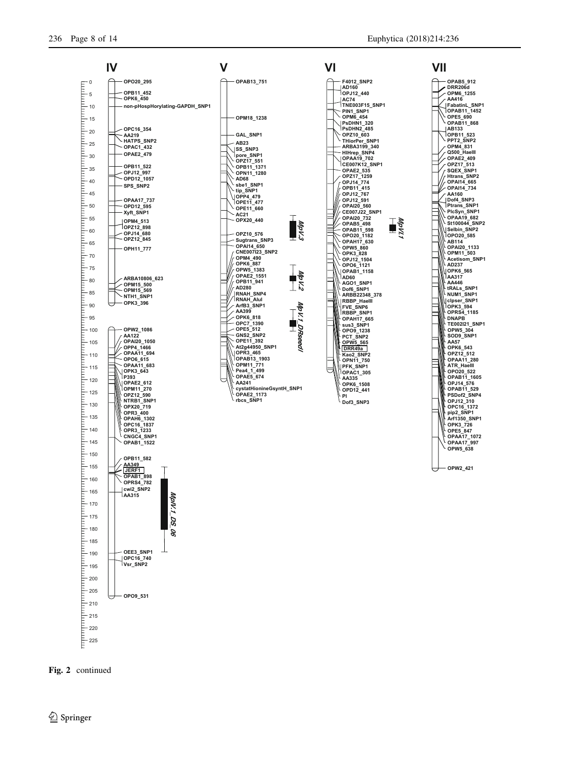Fig. 2 continued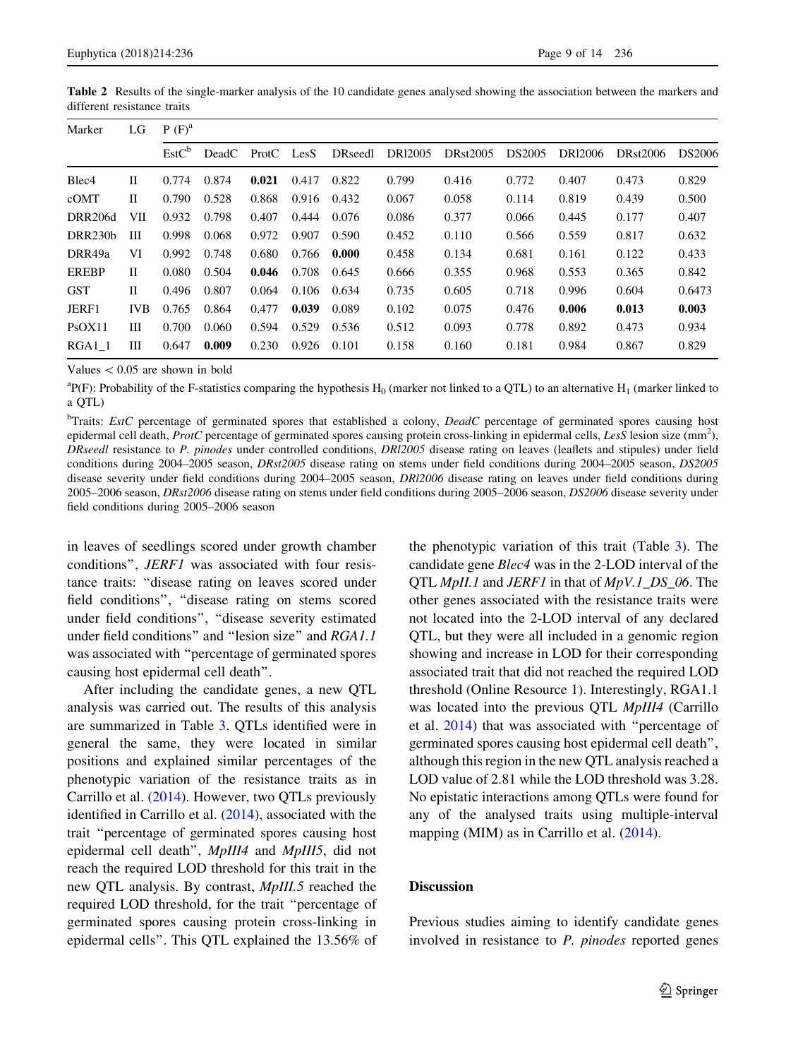**Table 2** Results of the single-marker analysis of the 10 candidate genes analysed showing the association between the markers and different resistance traits

| Marker | LG | P (F)[a] | | | | | | | | | | |
|---|---|---|---|---|---|---|---|---|---|---|---|---|
| | | EstC[b] | DeadC | ProtC | LesS | DRseedl | DRl2005 | DRst2005 | DS2005 | DRl2006 | DRst2006 | DS2006 |
| Blec4 | II | 0.774 | 0.874 | **0.021** | 0.417 | 0.822 | 0.799 | 0.416 | 0.772 | 0.407 | 0.473 | 0.829 |
| cOMT | II | 0.790 | 0.528 | 0.868 | 0.916 | 0.432 | 0.067 | 0.058 | 0.114 | 0.819 | 0.439 | 0.500 |
| DRR206d | VII | 0.932 | 0.798 | 0.407 | 0.444 | 0.076 | 0.086 | 0.377 | 0.066 | 0.445 | 0.177 | 0.407 |
| DRR230b | III | 0.998 | 0.068 | 0.972 | 0.907 | 0.590 | 0.452 | 0.110 | 0.566 | 0.559 | 0.817 | 0.632 |
| DRR49a | VI | 0.992 | 0.748 | 0.680 | 0.766 | **0.000** | 0.458 | 0.134 | 0.681 | 0.161 | 0.122 | 0.433 |
| EREBP | II | 0.080 | 0.504 | **0.046** | 0.708 | 0.645 | 0.666 | 0.355 | 0.968 | 0.553 | 0.365 | 0.842 |
| GST | II | 0.496 | 0.807 | 0.064 | 0.106 | 0.634 | 0.735 | 0.605 | 0.718 | 0.996 | 0.604 | 0.6473 |
| JERF1 | IVB | 0.765 | 0.864 | 0.477 | **0.039** | 0.089 | 0.102 | 0.075 | 0.476 | **0.006** | **0.013** | **0.003** |
| PsOX11 | III | 0.700 | 0.060 | 0.594 | 0.529 | 0.536 | 0.512 | 0.093 | 0.778 | 0.892 | 0.473 | 0.934 |
| RGA1_1 | III | 0.647 | **0.009** | 0.230 | 0.926 | 0.101 | 0.158 | 0.160 | 0.181 | 0.984 | 0.867 | 0.829 |

Values < 0.05 are shown in bold

[a]P(F): Probability of the F-statistics comparing the hypothesis $H_0$ (marker not linked to a QTL) to an alternative $H_1$ (marker linked to a QTL)

[b]Traits: *EstC* percentage of germinated spores that established a colony, *DeadC* percentage of germinated spores causing host epidermal cell death, *ProtC* percentage of germinated spores causing protein cross-linking in epidermal cells, *LesS* lesion size ($mm^2$), *DRseedl* resistance to *P. pinodes* under controlled conditions, *DRl2005* disease rating on leaves (leaflets and stipules) under field conditions during 2004–2005 season, *DRst2005* disease rating on stems under field conditions during 2004–2005 season, *DS2005* disease severity under field conditions during 2004–2005 season, *DRl2006* disease rating on leaves under field conditions during 2005–2006 season, *DRst2006* disease rating on stems under field conditions during 2005–2006 season, *DS2006* disease severity under field conditions during 2005–2006 season

in leaves of seedlings scored under growth chamber conditions", *JERF1* was associated with four resistance traits: "disease rating on leaves scored under field conditions", "disease rating on stems scored under field conditions", "disease severity estimated under field conditions" and "lesion size" and *RGA1.1* was associated with "percentage of germinated spores causing host epidermal cell death".

After including the candidate genes, a new QTL analysis was carried out. The results of this analysis are summarized in Table 3. QTLs identified were in general the same, they were located in similar positions and explained similar percentages of the phenotypic variation of the resistance traits as in Carrillo et al. (2014). However, two QTLs previously identified in Carrillo et al. (2014), associated with the trait "percentage of germinated spores causing host epidermal cell death", *MpIII4* and *MpIII5*, did not reach the required LOD threshold for this trait in the new QTL analysis. By contrast, *MpIII.5* reached the required LOD threshold, for the trait "percentage of germinated spores causing protein cross-linking in epidermal cells". This QTL explained the 13.56% of the phenotypic variation of this trait (Table 3). The candidate gene *Blec4* was in the 2-LOD interval of the QTL *MpII.1* and *JERF1* in that of *MpV.1_DS_06*. The other genes associated with the resistance traits were not located into the 2-LOD interval of any declared QTL, but they were all included in a genomic region showing and increase in LOD for their corresponding associated trait that did not reached the required LOD threshold (Online Resource 1). Interestingly, RGA1.1 was located into the previous QTL *MpIII4* (Carrillo et al. 2014) that was associated with "percentage of germinated spores causing host epidermal cell death", although this region in the new QTL analysis reached a LOD value of 2.81 while the LOD threshold was 3.28. No epistatic interactions among QTLs were found for any of the analysed traits using multiple-interval mapping (MIM) as in Carrillo et al. (2014).

## Discussion

Previous studies aiming to identify candidate genes involved in resistance to *P. pinodes* reported genes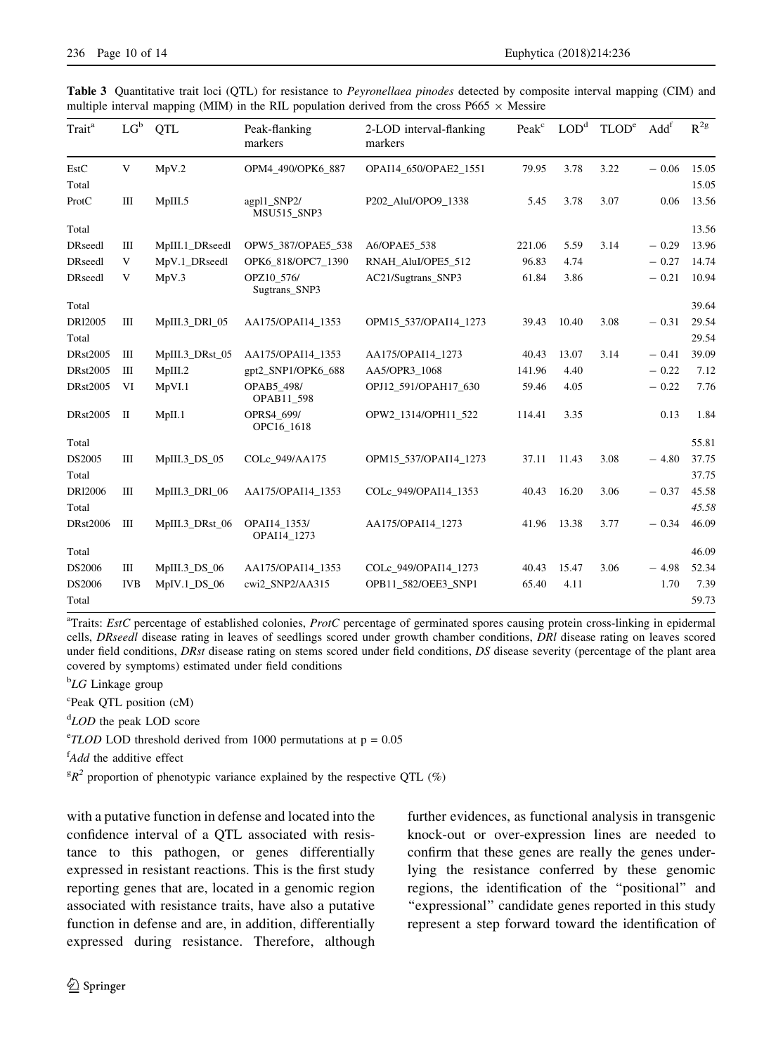**Table 3** Quantitative trait loci (QTL) for resistance to *Peyronellaea pinodes* detected by composite interval mapping (CIM) and multiple interval mapping (MIM) in the RIL population derived from the cross P665 × Messire

| Trait[a] | LG[b] | QTL | Peak-flanking markers | 2-LOD interval-flanking markers | Peak[c] | LOD[d] | TLOD[e] | Add[f] | $R^2$[g] |
|---|---|---|---|---|---|---|---|---|---|
| EstC | V | MpV.2 | OPM4_490/OPK6_887 | OPAI14_650/OPAE2_1551 | 79.95 | 3.78 | 3.22 | − 0.06 | 15.05 |
| Total | | | | | | | | | 15.05 |
| ProtC | III | MpIII.5 | agpl1_SNP2/ MSU515_SNP3 | P202_AluI/OPO9_1338 | 5.45 | 3.78 | 3.07 | 0.06 | 13.56 |
| Total | | | | | | | | | 13.56 |
| DRseedl | III | MpIII.1_DRseedl | OPW5_387/OPAE5_538 | A6/OPAE5_538 | 221.06 | 5.59 | 3.14 | − 0.29 | 13.96 |
| DRseedl | V | MpV.1_DRseedl | OPK6_818/OPC7_1390 | RNAH_AluI/OPE5_512 | 96.83 | 4.74 | | − 0.27 | 14.74 |
| DRseedl | V | MpV.3 | OPZ10_576/ Sugtrans_SNP3 | AC21/Sugtrans_SNP3 | 61.84 | 3.86 | | − 0.21 | 10.94 |
| Total | | | | | | | | | 39.64 |
| DRl2005 | III | MpIII.3_DRl_05 | AA175/OPAI14_1353 | OPM15_537/OPAI14_1273 | 39.43 | 10.40 | 3.08 | − 0.31 | 29.54 |
| Total | | | | | | | | | 29.54 |
| DRst2005 | III | MpIII.3_DRst_05 | AA175/OPAI14_1353 | AA175/OPAI14_1273 | 40.43 | 13.07 | 3.14 | − 0.41 | 39.09 |
| DRst2005 | III | MpIII.2 | gpt2_SNP1/OPK6_688 | AA5/OPR3_1068 | 141.96 | 4.40 | | − 0.22 | 7.12 |
| DRst2005 | VI | MpVI.1 | OPAB5_498/ OPAB11_598 | OPJ12_591/OPAH17_630 | 59.46 | 4.05 | | − 0.22 | 7.76 |
| DRst2005 | II | MpII.1 | OPRS4_699/ OPC16_1618 | OPW2_1314/OPH11_522 | 114.41 | 3.35 | | 0.13 | 1.84 |
| Total | | | | | | | | | 55.81 |
| DS2005 | III | MpIII.3_DS_05 | COLc_949/AA175 | OPM15_537/OPAI14_1273 | 37.11 | 11.43 | 3.08 | − 4.80 | 37.75 |
| Total | | | | | | | | | 37.75 |
| DRl2006 | III | MpIII.3_DRl_06 | AA175/OPAI14_1353 | COLc_949/OPAI14_1353 | 40.43 | 16.20 | 3.06 | − 0.37 | 45.58 |
| Total | | | | | | | | | *45.58* |
| DRst2006 | III | MpIII.3_DRst_06 | OPAI14_1353/ OPAI14_1273 | AA175/OPAI14_1273 | 41.96 | 13.38 | 3.77 | − 0.34 | 46.09 |
| Total | | | | | | | | | 46.09 |
| DS2006 | III | MpIII.3_DS_06 | AA175/OPAI14_1353 | COLc_949/OPAI14_1273 | 40.43 | 15.47 | 3.06 | − 4.98 | 52.34 |
| DS2006 | IVB | MpIV.1_DS_06 | cwi2_SNP2/AA315 | OPB11_582/OEE3_SNP1 | 65.40 | 4.11 | | 1.70 | 7.39 |
| Total | | | | | | | | | 59.73 |

[a]Traits: *EstC* percentage of established colonies, *ProtC* percentage of germinated spores causing protein cross-linking in epidermal cells, *DRseedl* disease rating in leaves of seedlings scored under growth chamber conditions, *DRl* disease rating on leaves scored under field conditions, *DRst* disease rating on stems scored under field conditions, *DS* disease severity (percentage of the plant area covered by symptoms) estimated under field conditions

[b]*LG* Linkage group

[c]Peak QTL position (cM)

[d]*LOD* the peak LOD score

[e]*TLOD* LOD threshold derived from 1000 permutations at $p = 0.05$

[f]*Add* the additive effect

[g]$R^2$ proportion of phenotypic variance explained by the respective QTL (%)

with a putative function in defense and located into the confidence interval of a QTL associated with resistance to this pathogen, or genes differentially expressed in resistant reactions. This is the first study reporting genes that are, located in a genomic region associated with resistance traits, have also a putative function in defense and are, in addition, differentially expressed during resistance. Therefore, although further evidences, as functional analysis in transgenic knock-out or over-expression lines are needed to confirm that these genes are really the genes underlying the resistance conferred by these genomic regions, the identification of the "positional" and "expressional" candidate genes reported in this study represent a step forward toward the identification of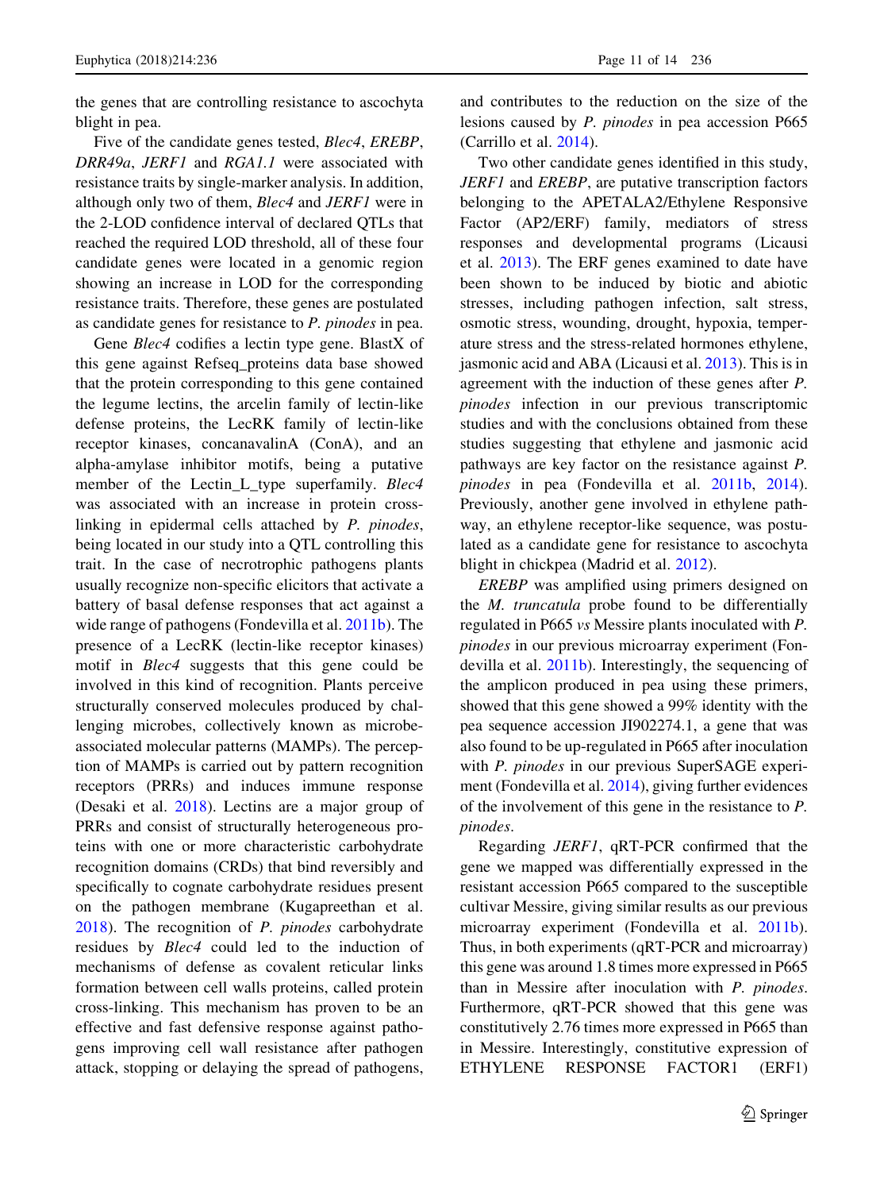the genes that are controlling resistance to ascochyta blight in pea.

Five of the candidate genes tested, *Blec4*, *EREBP*, *DRR49a*, *JERF1* and *RGA1.1* were associated with resistance traits by single-marker analysis. In addition, although only two of them, *Blec4* and *JERF1* were in the 2-LOD confidence interval of declared QTLs that reached the required LOD threshold, all of these four candidate genes were located in a genomic region showing an increase in LOD for the corresponding resistance traits. Therefore, these genes are postulated as candidate genes for resistance to *P. pinodes* in pea.

Gene *Blec4* codifies a lectin type gene. BlastX of this gene against Refseq_proteins data base showed that the protein corresponding to this gene contained the legume lectins, the arcelin family of lectin-like defense proteins, the LecRK family of lectin-like receptor kinases, concanavalinA (ConA), and an alpha-amylase inhibitor motifs, being a putative member of the Lectin_L_type superfamily. *Blec4* was associated with an increase in protein cross-linking in epidermal cells attached by *P. pinodes*, being located in our study into a QTL controlling this trait. In the case of necrotrophic pathogens plants usually recognize non-specific elicitors that activate a battery of basal defense responses that act against a wide range of pathogens (Fondevilla et al. 2011b). The presence of a LecRK (lectin-like receptor kinases) motif in *Blec4* suggests that this gene could be involved in this kind of recognition. Plants perceive structurally conserved molecules produced by challenging microbes, collectively known as microbe-associated molecular patterns (MAMPs). The perception of MAMPs is carried out by pattern recognition receptors (PRRs) and induces immune response (Desaki et al. 2018). Lectins are a major group of PRRs and consist of structurally heterogeneous proteins with one or more characteristic carbohydrate recognition domains (CRDs) that bind reversibly and specifically to cognate carbohydrate residues present on the pathogen membrane (Kugapreethan et al. 2018). The recognition of *P. pinodes* carbohydrate residues by *Blec4* could led to the induction of mechanisms of defense as covalent reticular links formation between cell walls proteins, called protein cross-linking. This mechanism has proven to be an effective and fast defensive response against pathogens improving cell wall resistance after pathogen attack, stopping or delaying the spread of pathogens, and contributes to the reduction on the size of the lesions caused by *P. pinodes* in pea accession P665 (Carrillo et al. 2014).

Two other candidate genes identified in this study, *JERF1* and *EREBP*, are putative transcription factors belonging to the APETALA2/Ethylene Responsive Factor (AP2/ERF) family, mediators of stress responses and developmental programs (Licausi et al. 2013). The ERF genes examined to date have been shown to be induced by biotic and abiotic stresses, including pathogen infection, salt stress, osmotic stress, wounding, drought, hypoxia, temperature stress and the stress-related hormones ethylene, jasmonic acid and ABA (Licausi et al. 2013). This is in agreement with the induction of these genes after *P. pinodes* infection in our previous transcriptomic studies and with the conclusions obtained from these studies suggesting that ethylene and jasmonic acid pathways are key factor on the resistance against *P. pinodes* in pea (Fondevilla et al. 2011b, 2014). Previously, another gene involved in ethylene pathway, an ethylene receptor-like sequence, was postulated as a candidate gene for resistance to ascochyta blight in chickpea (Madrid et al. 2012).

*EREBP* was amplified using primers designed on the *M. truncatula* probe found to be differentially regulated in P665 *vs* Messire plants inoculated with *P. pinodes* in our previous microarray experiment (Fondevilla et al. 2011b). Interestingly, the sequencing of the amplicon produced in pea using these primers, showed that this gene showed a 99% identity with the pea sequence accession JI902274.1, a gene that was also found to be up-regulated in P665 after inoculation with *P. pinodes* in our previous SuperSAGE experiment (Fondevilla et al. 2014), giving further evidences of the involvement of this gene in the resistance to *P. pinodes*.

Regarding *JERF1*, qRT-PCR confirmed that the gene we mapped was differentially expressed in the resistant accession P665 compared to the susceptible cultivar Messire, giving similar results as our previous microarray experiment (Fondevilla et al. 2011b). Thus, in both experiments (qRT-PCR and microarray) this gene was around 1.8 times more expressed in P665 than in Messire after inoculation with *P. pinodes*. Furthermore, qRT-PCR showed that this gene was constitutively 2.76 times more expressed in P665 than in Messire. Interestingly, constitutive expression of ETHYLENE RESPONSE FACTOR1 (ERF1)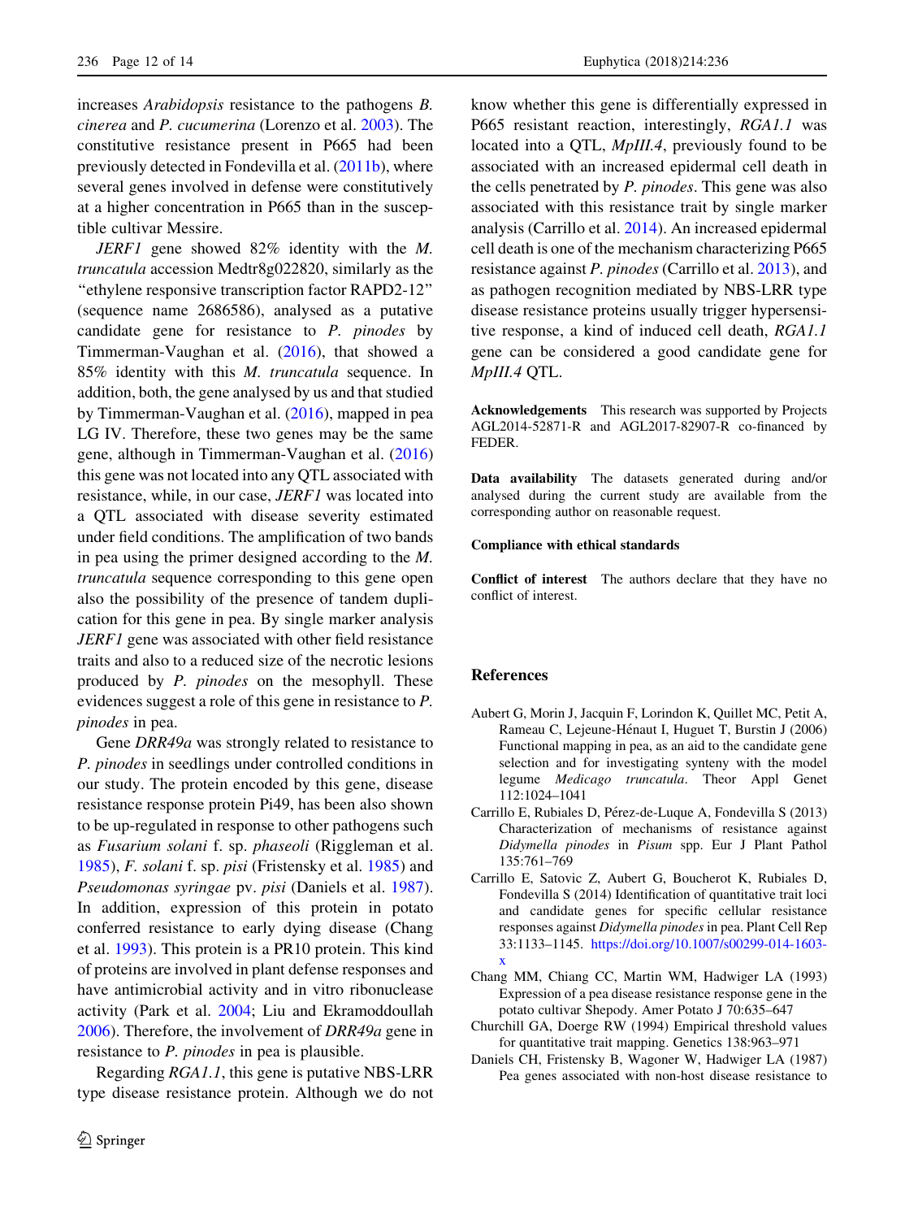increases *Arabidopsis* resistance to the pathogens *B. cinerea* and *P. cucumerina* (Lorenzo et al. 2003). The constitutive resistance present in P665 had been previously detected in Fondevilla et al. (2011b), where several genes involved in defense were constitutively at a higher concentration in P665 than in the susceptible cultivar Messire.

*JERF1* gene showed 82% identity with the *M. truncatula* accession Medtr8g022820, similarly as the "ethylene responsive transcription factor RAPD2-12" (sequence name 2686586), analysed as a putative candidate gene for resistance to *P. pinodes* by Timmerman-Vaughan et al. (2016), that showed a 85% identity with this *M. truncatula* sequence. In addition, both, the gene analysed by us and that studied by Timmerman-Vaughan et al. (2016), mapped in pea LG IV. Therefore, these two genes may be the same gene, although in Timmerman-Vaughan et al. (2016) this gene was not located into any QTL associated with resistance, while, in our case, *JERF1* was located into a QTL associated with disease severity estimated under field conditions. The amplification of two bands in pea using the primer designed according to the *M. truncatula* sequence corresponding to this gene open also the possibility of the presence of tandem duplication for this gene in pea. By single marker analysis *JERF1* gene was associated with other field resistance traits and also to a reduced size of the necrotic lesions produced by *P. pinodes* on the mesophyll. These evidences suggest a role of this gene in resistance to *P. pinodes* in pea.

Gene *DRR49a* was strongly related to resistance to *P. pinodes* in seedlings under controlled conditions in our study. The protein encoded by this gene, disease resistance response protein Pi49, has been also shown to be up-regulated in response to other pathogens such as *Fusarium solani* f. sp. *phaseoli* (Riggleman et al. 1985), *F. solani* f. sp. *pisi* (Fristensky et al. 1985) and *Pseudomonas syringae* pv. *pisi* (Daniels et al. 1987). In addition, expression of this protein in potato conferred resistance to early dying disease (Chang et al. 1993). This protein is a PR10 protein. This kind of proteins are involved in plant defense responses and have antimicrobial activity and in vitro ribonuclease activity (Park et al. 2004; Liu and Ekramoddoullah 2006). Therefore, the involvement of *DRR49a* gene in resistance to *P. pinodes* in pea is plausible.

Regarding *RGA1.1*, this gene is putative NBS-LRR type disease resistance protein. Although we do not know whether this gene is differentially expressed in P665 resistant reaction, interestingly, *RGA1.1* was located into a QTL, *MpIII.4*, previously found to be associated with an increased epidermal cell death in the cells penetrated by *P. pinodes*. This gene was also associated with this resistance trait by single marker analysis (Carrillo et al. 2014). An increased epidermal cell death is one of the mechanism characterizing P665 resistance against *P. pinodes* (Carrillo et al. 2013), and as pathogen recognition mediated by NBS-LRR type disease resistance proteins usually trigger hypersensitive response, a kind of induced cell death, *RGA1.1* gene can be considered a good candidate gene for *MpIII.4* QTL.

**Acknowledgements** This research was supported by Projects AGL2014-52871-R and AGL2017-82907-R co-financed by FEDER.

**Data availability** The datasets generated during and/or analysed during the current study are available from the corresponding author on reasonable request.

**Compliance with ethical standards**

**Conflict of interest** The authors declare that they have no conflict of interest.

## References

Aubert G, Morin J, Jacquin F, Lorindon K, Quillet MC, Petit A, Rameau C, Lejeune-Hénaut I, Huguet T, Burstin J (2006) Functional mapping in pea, as an aid to the candidate gene selection and for investigating synteny with the model legume *Medicago truncatula*. Theor Appl Genet 112:1024–1041

Carrillo E, Rubiales D, Pérez-de-Luque A, Fondevilla S (2013) Characterization of mechanisms of resistance against *Didymella pinodes* in *Pisum* spp. Eur J Plant Pathol 135:761–769

Carrillo E, Satovic Z, Aubert G, Boucherot K, Rubiales D, Fondevilla S (2014) Identification of quantitative trait loci and candidate genes for specific cellular resistance responses against *Didymella pinodes* in pea. Plant Cell Rep 33:1133–1145. https://doi.org/10.1007/s00299-014-1603-x

Chang MM, Chiang CC, Martin WM, Hadwiger LA (1993) Expression of a pea disease resistance response gene in the potato cultivar Shepody. Amer Potato J 70:635–647

Churchill GA, Doerge RW (1994) Empirical threshold values for quantitative trait mapping. Genetics 138:963–971

Daniels CH, Fristensky B, Wagoner W, Hadwiger LA (1987) Pea genes associated with non-host disease resistance to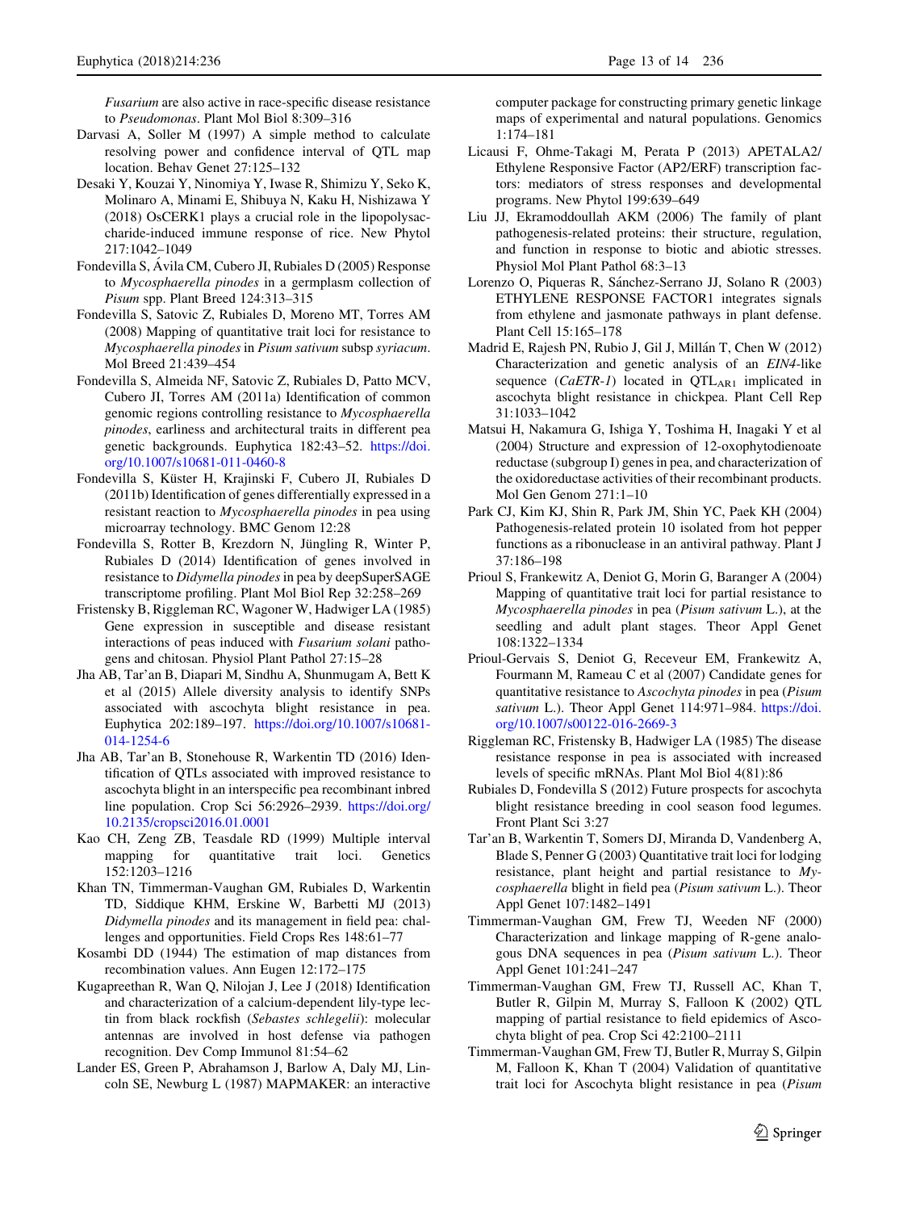*Fusarium* are also active in race-specific disease resistance to *Pseudomonas*. Plant Mol Biol 8:309–316

Darvasi A, Soller M (1997) A simple method to calculate resolving power and confidence interval of QTL map location. Behav Genet 27:125–132

Desaki Y, Kouzai Y, Ninomiya Y, Iwase R, Shimizu Y, Seko K, Molinaro A, Minami E, Shibuya N, Kaku H, Nishizawa Y (2018) OsCERK1 plays a crucial role in the lipopolysaccharide-induced immune response of rice. New Phytol 217:1042–1049

Fondevilla S, Ávila CM, Cubero JI, Rubiales D (2005) Response to *Mycosphaerella pinodes* in a germplasm collection of *Pisum* spp. Plant Breed 124:313–315

Fondevilla S, Satovic Z, Rubiales D, Moreno MT, Torres AM (2008) Mapping of quantitative trait loci for resistance to *Mycosphaerella pinodes* in *Pisum sativum* subsp *syriacum*. Mol Breed 21:439–454

Fondevilla S, Almeida NF, Satovic Z, Rubiales D, Patto MCV, Cubero JI, Torres AM (2011a) Identification of common genomic regions controlling resistance to *Mycosphaerella pinodes*, earliness and architectural traits in different pea genetic backgrounds. Euphytica 182:43–52. https://doi.org/10.1007/s10681-011-0460-8

Fondevilla S, Küster H, Krajinski F, Cubero JI, Rubiales D (2011b) Identification of genes differentially expressed in a resistant reaction to *Mycosphaerella pinodes* in pea using microarray technology. BMC Genom 12:28

Fondevilla S, Rotter B, Krezdorn N, Jüngling R, Winter P, Rubiales D (2014) Identification of genes involved in resistance to *Didymella pinodes* in pea by deepSuperSAGE transcriptome profiling. Plant Mol Biol Rep 32:258–269

Fristensky B, Riggleman RC, Wagoner W, Hadwiger LA (1985) Gene expression in susceptible and disease resistant interactions of peas induced with *Fusarium solani* pathogens and chitosan. Physiol Plant Pathol 27:15–28

Jha AB, Tar'an B, Diapari M, Sindhu A, Shunmugam A, Bett K et al (2015) Allele diversity analysis to identify SNPs associated with ascochyta blight resistance in pea. Euphytica 202:189–197. https://doi.org/10.1007/s10681-014-1254-6

Jha AB, Tar'an B, Stonehouse R, Warkentin TD (2016) Identification of QTLs associated with improved resistance to ascochyta blight in an interspecific pea recombinant inbred line population. Crop Sci 56:2926–2939. https://doi.org/10.2135/cropsci2016.01.0001

Kao CH, Zeng ZB, Teasdale RD (1999) Multiple interval mapping for quantitative trait loci. Genetics 152:1203–1216

Khan TN, Timmerman-Vaughan GM, Rubiales D, Warkentin TD, Siddique KHM, Erskine W, Barbetti MJ (2013) *Didymella pinodes* and its management in field pea: challenges and opportunities. Field Crops Res 148:61–77

Kosambi DD (1944) The estimation of map distances from recombination values. Ann Eugen 12:172–175

Kugapreethan R, Wan Q, Nilojan J, Lee J (2018) Identification and characterization of a calcium-dependent lily-type lectin from black rockfish (*Sebastes schlegelii*): molecular antennas are involved in host defense via pathogen recognition. Dev Comp Immunol 81:54–62

Lander ES, Green P, Abrahamson J, Barlow A, Daly MJ, Lincoln SE, Newburg L (1987) MAPMAKER: an interactive computer package for constructing primary genetic linkage maps of experimental and natural populations. Genomics 1:174–181

Licausi F, Ohme-Takagi M, Perata P (2013) APETALA2/Ethylene Responsive Factor (AP2/ERF) transcription factors: mediators of stress responses and developmental programs. New Phytol 199:639–649

Liu JJ, Ekramoddoullah AKM (2006) The family of plant pathogenesis-related proteins: their structure, regulation, and function in response to biotic and abiotic stresses. Physiol Mol Plant Pathol 68:3–13

Lorenzo O, Piqueras R, Sánchez-Serrano JJ, Solano R (2003) ETHYLENE RESPONSE FACTOR1 integrates signals from ethylene and jasmonate pathways in plant defense. Plant Cell 15:165–178

Madrid E, Rajesh PN, Rubio J, Gil J, Millán T, Chen W (2012) Characterization and genetic analysis of an *EIN4*-like sequence (*CaETR-1*) located in $\text{QTL}_{\text{AR1}}$ implicated in ascochyta blight resistance in chickpea. Plant Cell Rep 31:1033–1042

Matsui H, Nakamura G, Ishiga Y, Toshima H, Inagaki Y et al (2004) Structure and expression of 12-oxophytodienoate reductase (subgroup I) genes in pea, and characterization of the oxidoreductase activities of their recombinant products. Mol Gen Genom 271:1–10

Park CJ, Kim KJ, Shin R, Park JM, Shin YC, Paek KH (2004) Pathogenesis-related protein 10 isolated from hot pepper functions as a ribonuclease in an antiviral pathway. Plant J 37:186–198

Prioul S, Frankewitz A, Deniot G, Morin G, Baranger A (2004) Mapping of quantitative trait loci for partial resistance to *Mycosphaerella pinodes* in pea (*Pisum sativum* L.), at the seedling and adult plant stages. Theor Appl Genet 108:1322–1334

Prioul-Gervais S, Deniot G, Receveur EM, Frankewitz A, Fourmann M, Rameau C et al (2007) Candidate genes for quantitative resistance to *Ascochyta pinodes* in pea (*Pisum sativum* L.). Theor Appl Genet 114:971–984. https://doi.org/10.1007/s00122-016-2669-3

Riggleman RC, Fristensky B, Hadwiger LA (1985) The disease resistance response in pea is associated with increased levels of specific mRNAs. Plant Mol Biol 4(81):86

Rubiales D, Fondevilla S (2012) Future prospects for ascochyta blight resistance breeding in cool season food legumes. Front Plant Sci 3:27

Tar'an B, Warkentin T, Somers DJ, Miranda D, Vandenberg A, Blade S, Penner G (2003) Quantitative trait loci for lodging resistance, plant height and partial resistance to *Mycosphaerella* blight in field pea (*Pisum sativum* L.). Theor Appl Genet 107:1482–1491

Timmerman-Vaughan GM, Frew TJ, Weeden NF (2000) Characterization and linkage mapping of R-gene analogous DNA sequences in pea (*Pisum sativum* L.). Theor Appl Genet 101:241–247

Timmerman-Vaughan GM, Frew TJ, Russell AC, Khan T, Butler R, Gilpin M, Murray S, Falloon K (2002) QTL mapping of partial resistance to field epidemics of Ascochyta blight of pea. Crop Sci 42:2100–2111

Timmerman-Vaughan GM, Frew TJ, Butler R, Murray S, Gilpin M, Falloon K, Khan T (2004) Validation of quantitative trait loci for Ascochyta blight resistance in pea (*Pisum*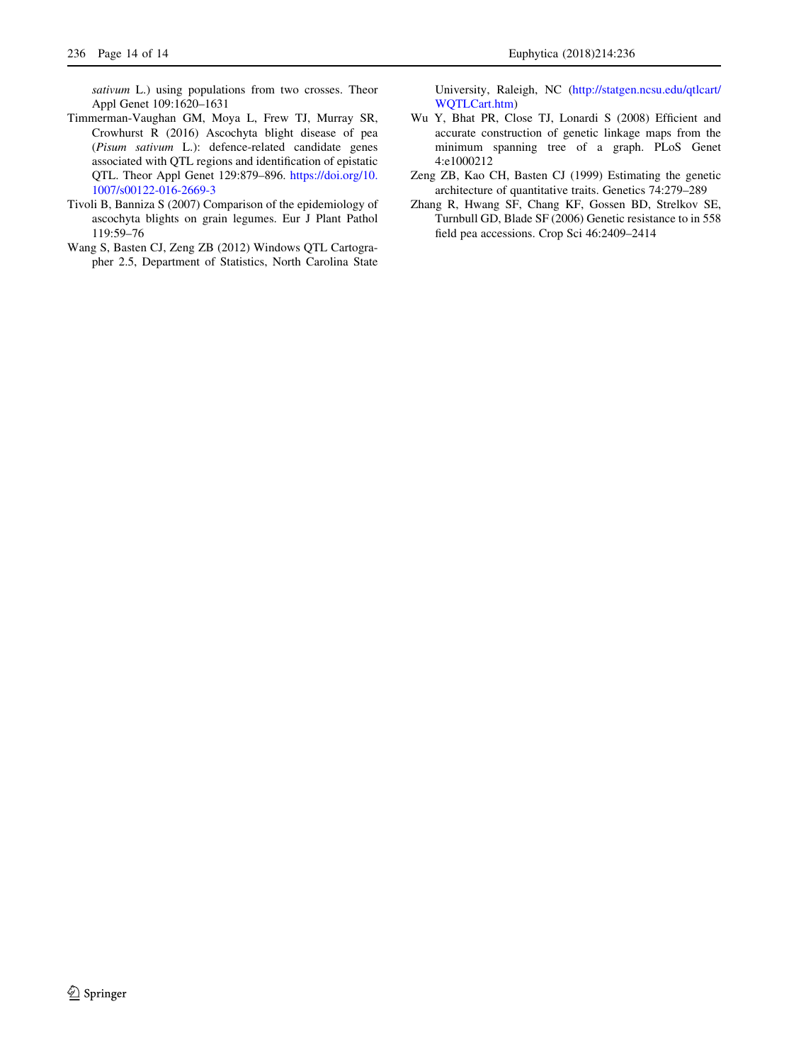*sativum* L.) using populations from two crosses. Theor Appl Genet 109:1620–1631

Timmerman-Vaughan GM, Moya L, Frew TJ, Murray SR, Crowhurst R (2016) Ascochyta blight disease of pea (*Pisum sativum* L.): defence-related candidate genes associated with QTL regions and identification of epistatic QTL. Theor Appl Genet 129:879–896. https://doi.org/10.1007/s00122-016-2669-3

Tivoli B, Banniza S (2007) Comparison of the epidemiology of ascochyta blights on grain legumes. Eur J Plant Pathol 119:59–76

Wang S, Basten CJ, Zeng ZB (2012) Windows QTL Cartographer 2.5, Department of Statistics, North Carolina State University, Raleigh, NC (http://statgen.ncsu.edu/qtlcart/WQTLCart.htm)

Wu Y, Bhat PR, Close TJ, Lonardi S (2008) Efficient and accurate construction of genetic linkage maps from the minimum spanning tree of a graph. PLoS Genet 4:e1000212

Zeng ZB, Kao CH, Basten CJ (1999) Estimating the genetic architecture of quantitative traits. Genetics 74:279–289

Zhang R, Hwang SF, Chang KF, Gossen BD, Strelkov SE, Turnbull GD, Blade SF (2006) Genetic resistance to in 558 field pea accessions. Crop Sci 46:2409–2414